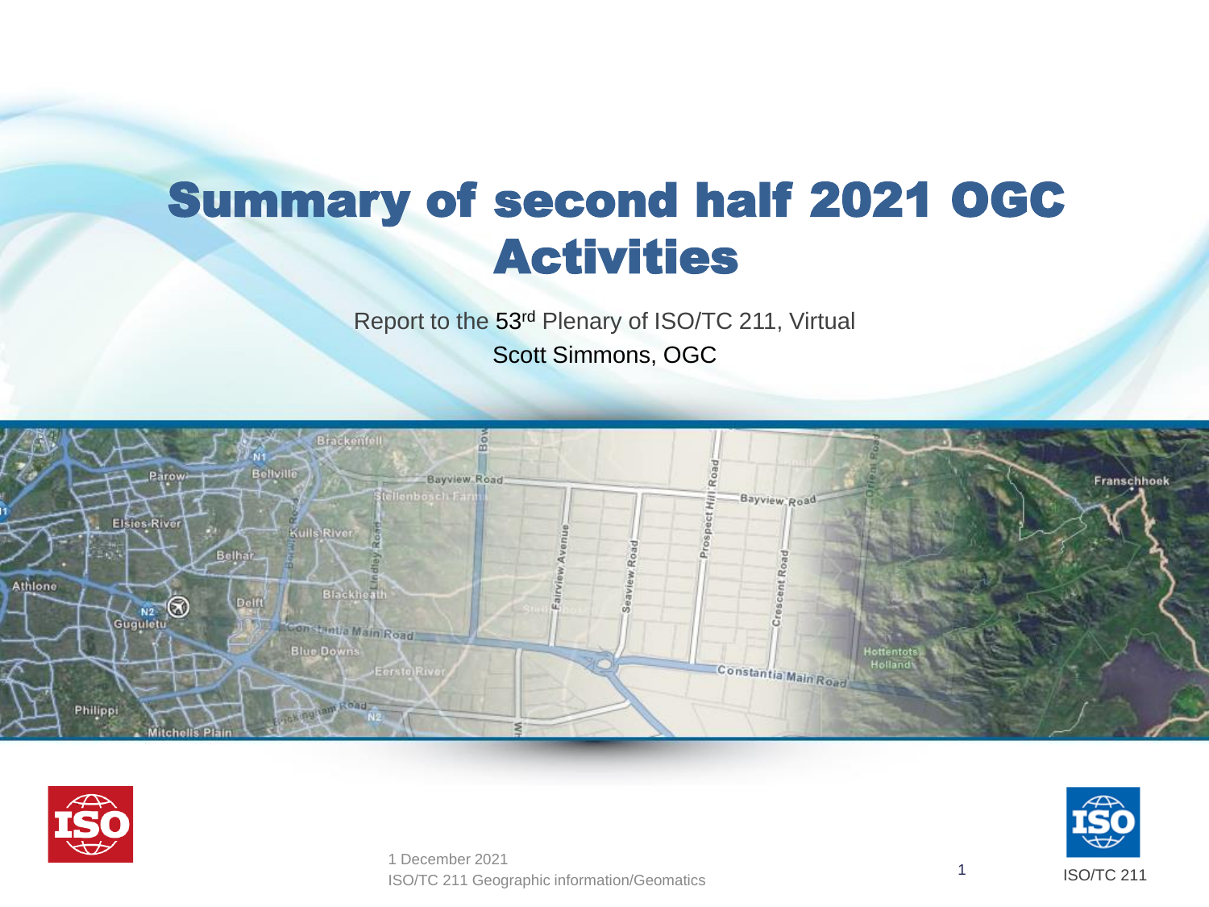# Summary of second half 2021 OGC Activities

Report to the 53rd Plenary of ISO/TC 211, Virtual

Scott Simmons, OGC

1 December 2021

ISO/TC 211 Geographic information/Geomatics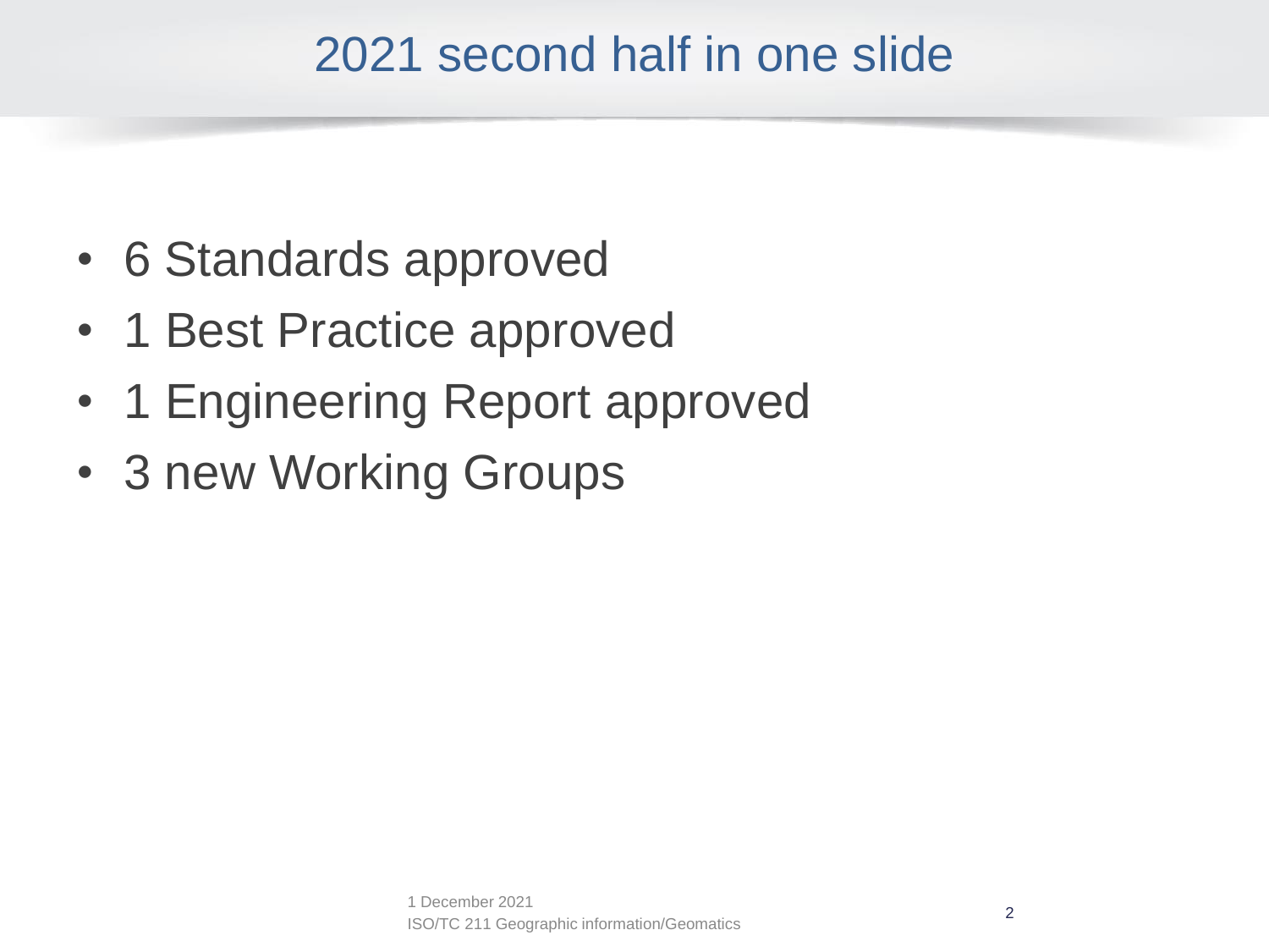# 2021 second half in one slide

- 6 Standards approved
- 1 Best Practice approved
- 1 Engineering Report approved
- 3 new Working Groups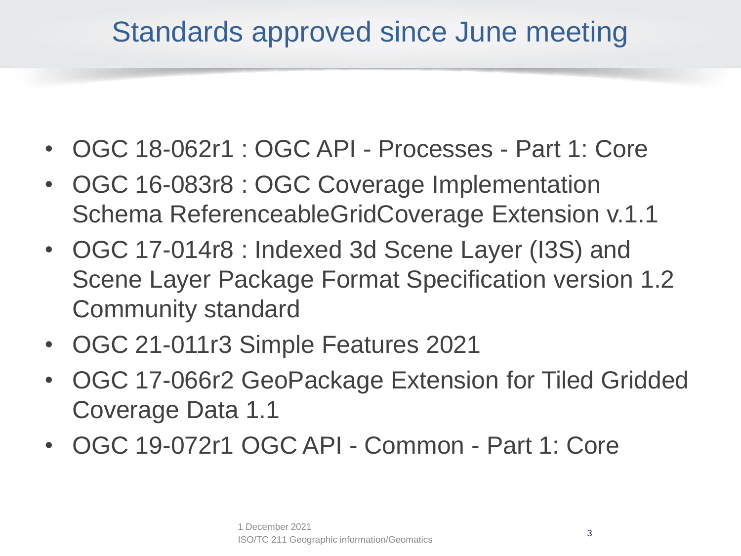# Standards approved since June meeting

- OGC 18-062r1 : OGC API - Processes - Part 1: Core
- OGC 16-083r8 : OGC Coverage Implementation Schema ReferenceableGridCoverage Extension v.1.1
- OGC 17-014r8 : Indexed 3d Scene Layer (I3S) and Scene Layer Package Format Specification version 1.2 Community standard
- OGC 21-011r3 Simple Features 2021
- OGC 17-066r2 GeoPackage Extension for Tiled Gridded Coverage Data 1.1
- OGC 19-072r1 OGC API - Common - Part 1: Core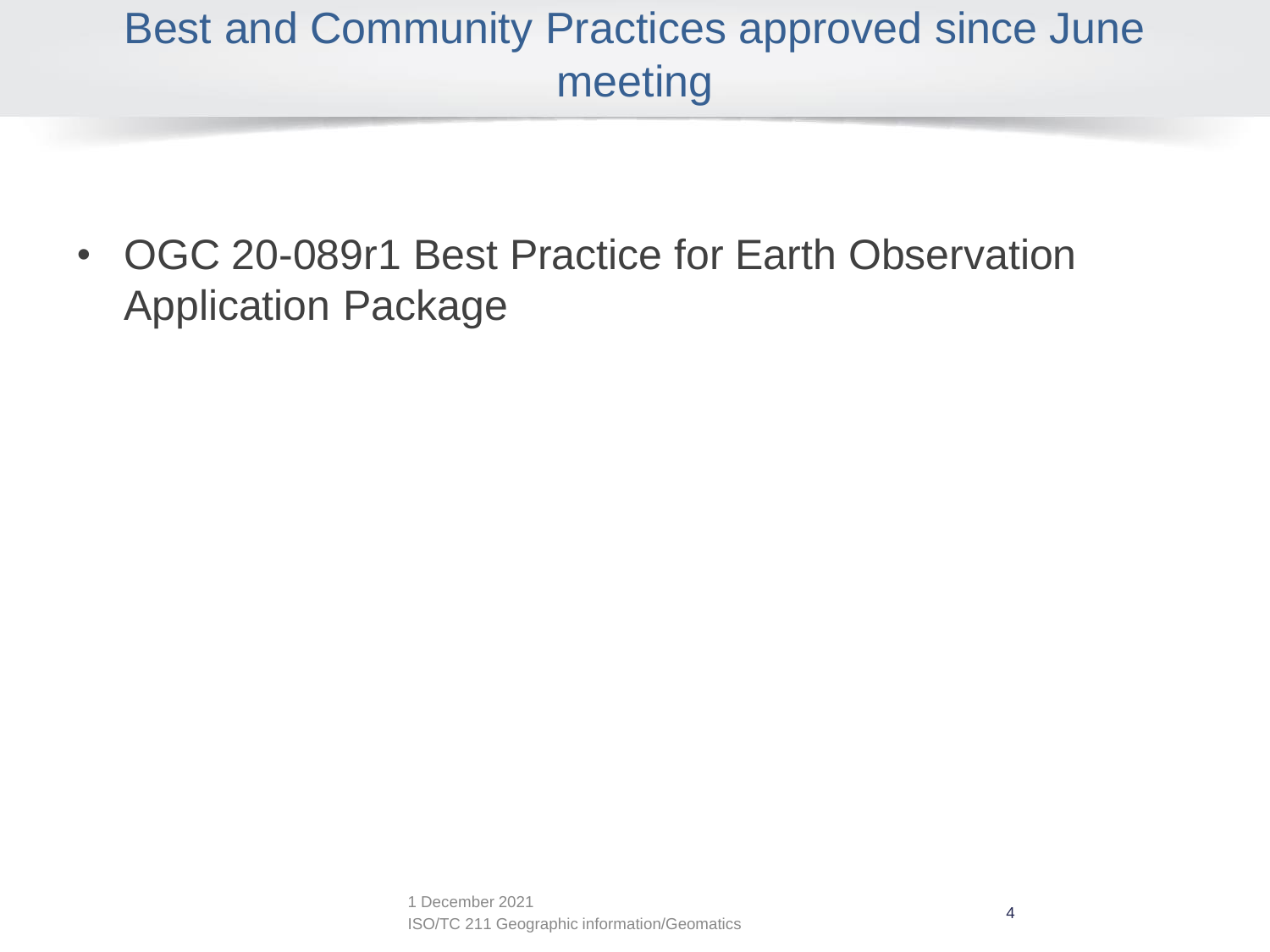# Best and Community Practices approved since June meeting

- OGC 20-089r1 Best Practice for Earth Observation Application Package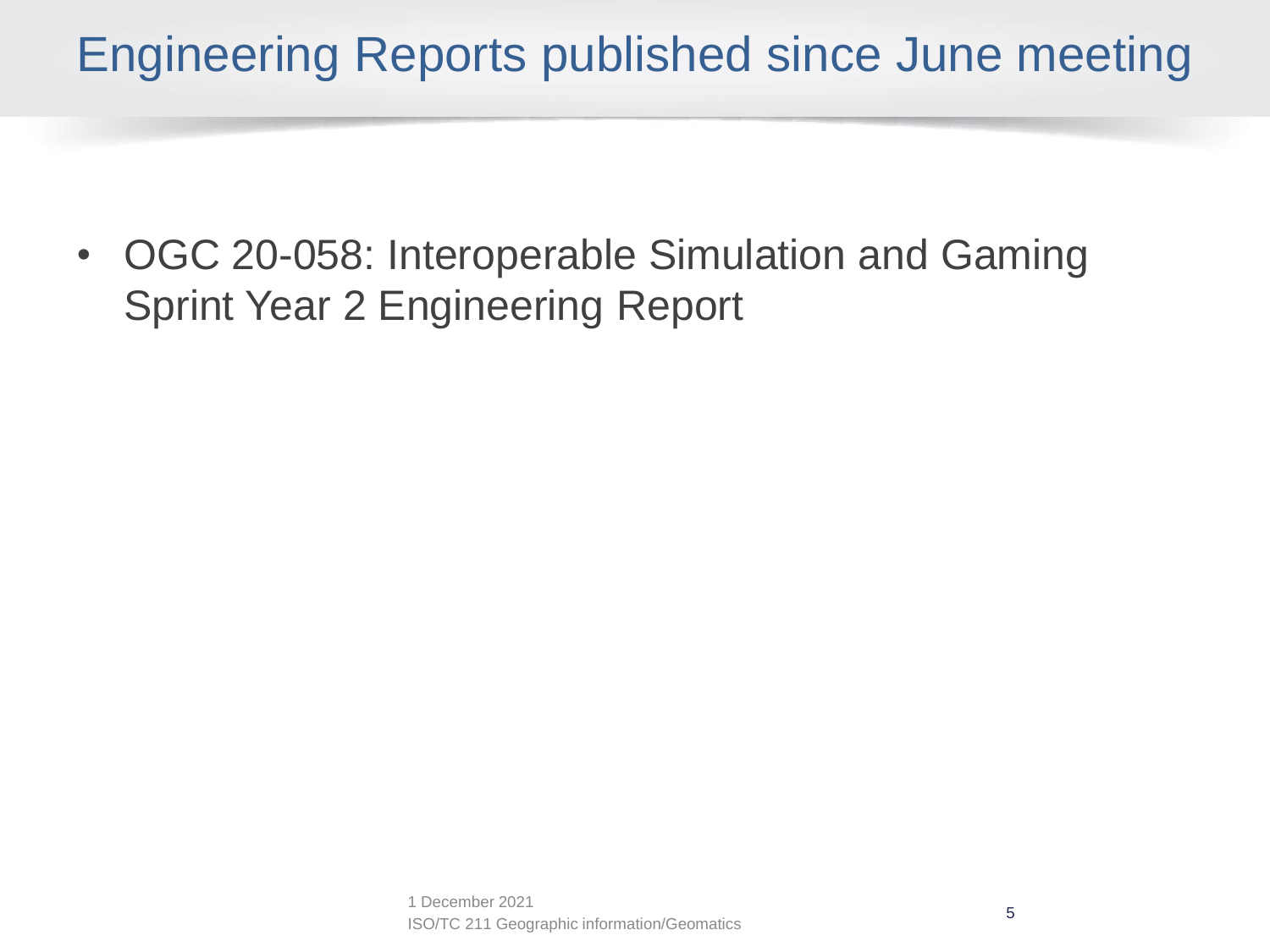# Engineering Reports published since June meeting

- OGC 20-058: Interoperable Simulation and Gaming Sprint Year 2 Engineering Report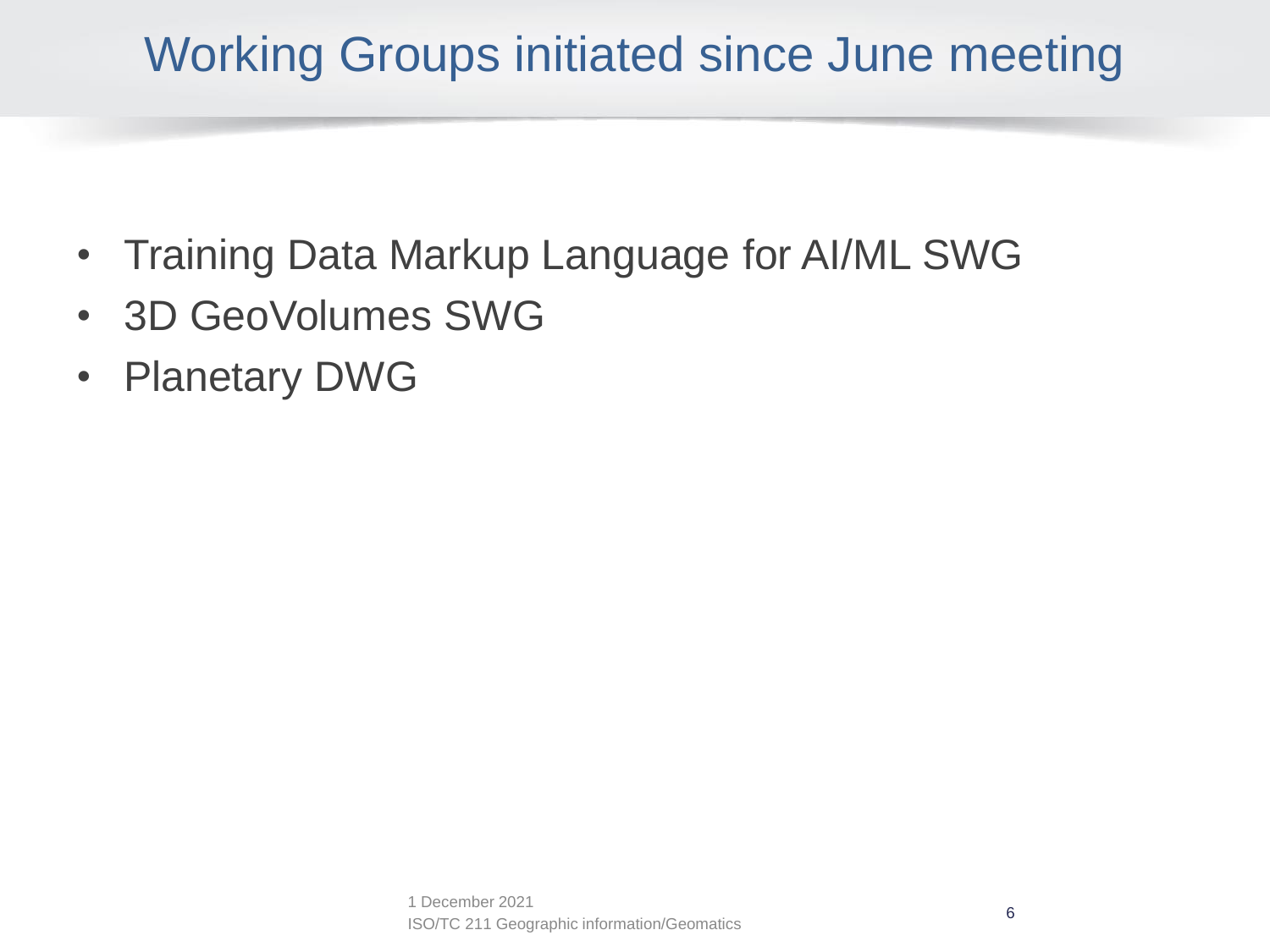# Working Groups initiated since June meeting

- Training Data Markup Language for AI/ML SWG
- 3D GeoVolumes SWG
- Planetary DWG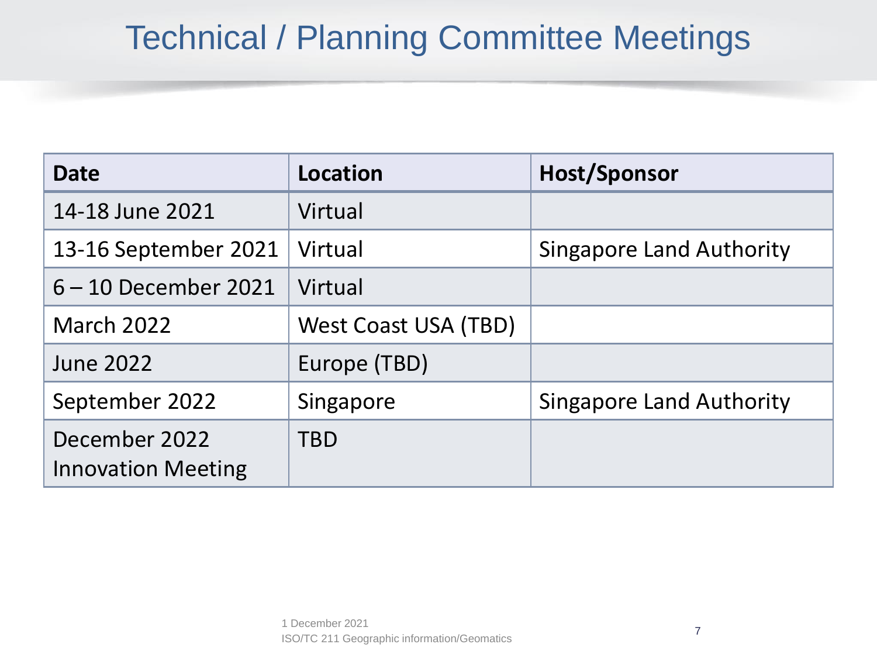# Technical / Planning Committee Meetings

| Date | Location | Host/Sponsor |
| --- | --- | --- |
| 14-18 June 2021 | Virtual | |
| 13-16 September 2021 | Virtual | Singapore Land Authority |
| 6 – 10 December 2021 | Virtual | |
| March 2022 | West Coast USA (TBD) | |
| June 2022 | Europe (TBD) | |
| September 2022 | Singapore | Singapore Land Authority |
| December 2022 Innovation Meeting | TBD | |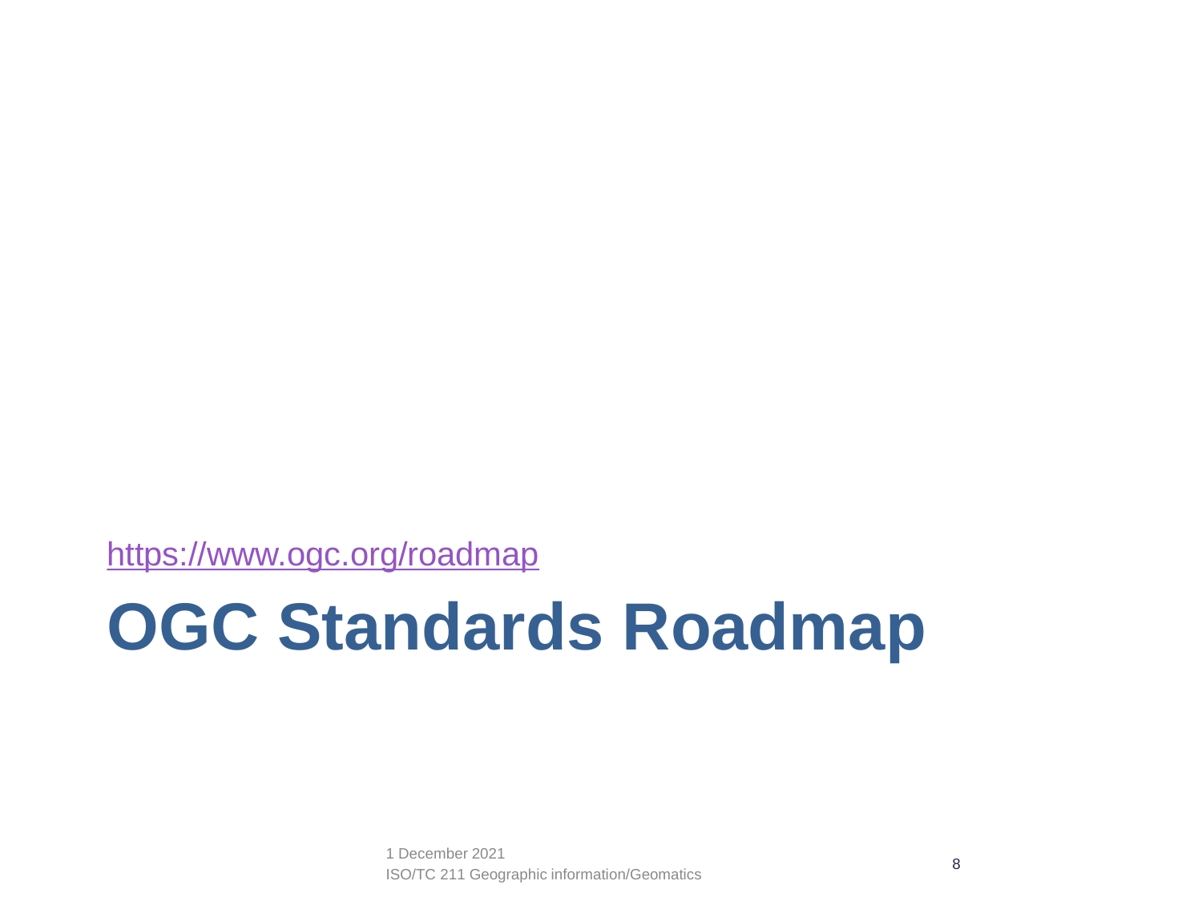https://www.ogc.org/roadmap

# OGC Standards Roadmap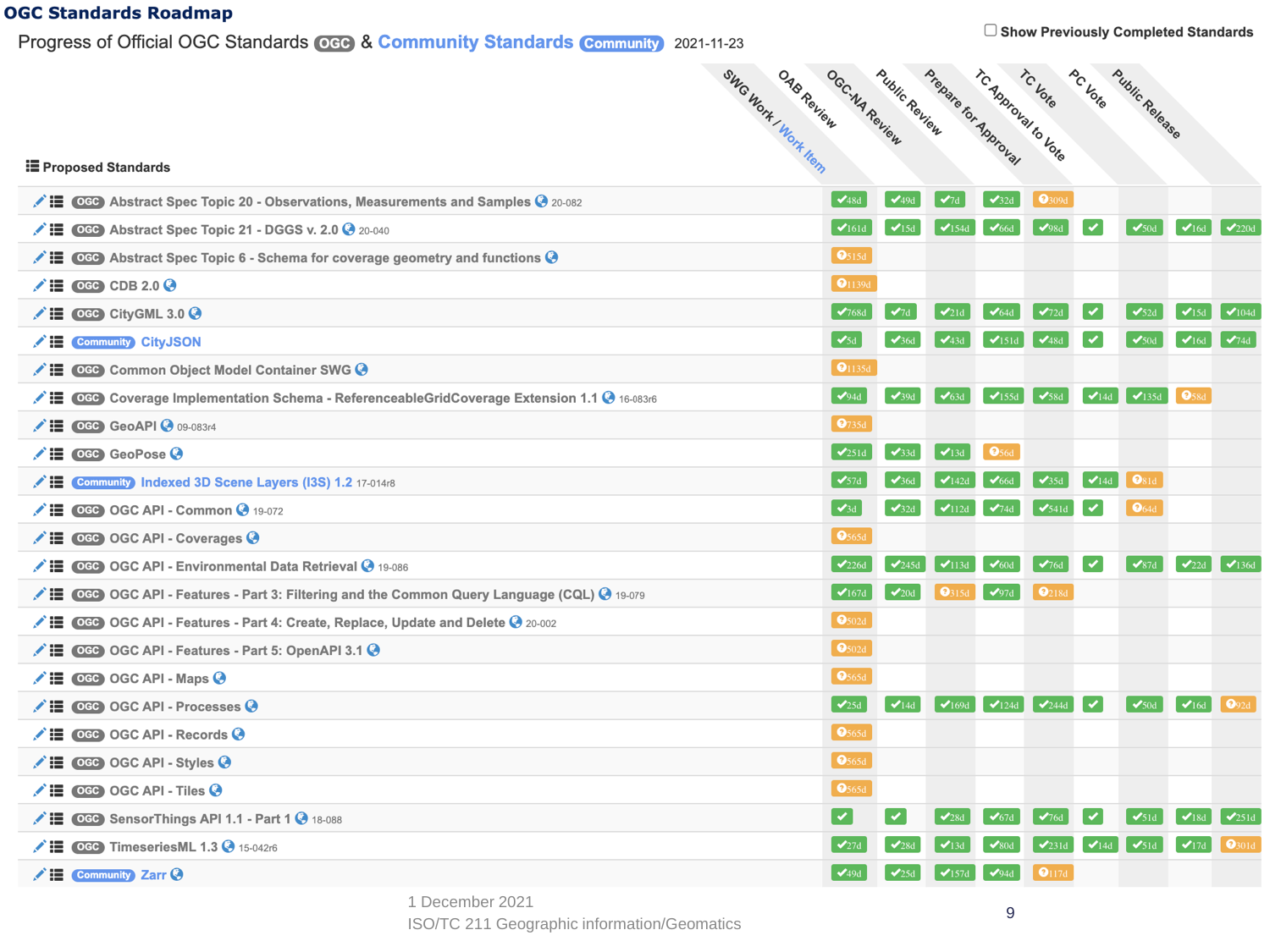# OGC Standards Roadmap

Progress of Official OGC Standards **OGC** & **Community Standards** **Community** 2021-11-23

☐ Show Previously Completed Standards

## Proposed Standards

| Proposed Standards | SWG Work / Work Item | OAB Review | OGC-NA Review | Public Review | Prepare for Approval | TC Approval to Vote | TC Vote | PC Vote | Public Release |
|---|---|---|---|---|---|---|---|---|---|
| OGC Abstract Spec Topic 20 - Observations, Measurements and Samples 20-082 | ✔48d | ✔49d | ✔7d | ✔32d | ❗309d | | | | |
| OGC Abstract Spec Topic 21 - DGGS v. 2.0 20-040 | ✔161d | ✔15d | ✔154d | ✔66d | ✔98d | ✔ | ✔50d | ✔16d | ✔220d |
| OGC Abstract Spec Topic 6 - Schema for coverage geometry and functions | ❗515d | | | | | | | | |
| OGC CDB 2.0 | ❗1139d | | | | | | | | |
| OGC CityGML 3.0 | ✔768d | ✔7d | ✔21d | ✔64d | ✔72d | ✔ | ✔52d | ✔15d | ✔104d |
| Community CityJSON | ✔5d | ✔36d | ✔43d | ✔151d | ✔48d | ✔ | ✔50d | ✔16d | ✔74d |
| OGC Common Object Model Container SWG | ❗1135d | | | | | | | | |
| OGC Coverage Implementation Schema - ReferenceableGridCoverage Extension 1.1 16-083r6 | ✔94d | ✔39d | ✔63d | ✔155d | ✔58d | ✔14d | ✔135d | ❗58d | |
| OGC GeoAPI 09-083r4 | ❗735d | | | | | | | | |
| OGC GeoPose | ✔251d | ✔33d | ✔13d | ❗56d | | | | | |
| Community Indexed 3D Scene Layers (I3S) 1.2 17-014r8 | ✔57d | ✔36d | ✔142d | ✔66d | ✔35d | ✔14d | ❗81d | | |
| OGC OGC API - Common 19-072 | ✔3d | ✔32d | ✔112d | ✔74d | ✔541d | ✔ | ❗64d | | |
| OGC OGC API - Coverages | ❗565d | | | | | | | | |
| OGC OGC API - Environmental Data Retrieval 19-086 | ✔226d | ✔245d | ✔113d | ✔60d | ✔76d | ✔ | ✔87d | ✔22d | ✔136d |
| OGC OGC API - Features - Part 3: Filtering and the Common Query Language (CQL) 19-079 | ✔167d | ✔20d | ❗315d | ✔97d | ❗218d | | | | |
| OGC OGC API - Features - Part 4: Create, Replace, Update and Delete 20-002 | ❗502d | | | | | | | | |
| OGC OGC API - Features - Part 5: OpenAPI 3.1 | ❗502d | | | | | | | | |
| OGC OGC API - Maps | ❗565d | | | | | | | | |
| OGC OGC API - Processes | ✔25d | ✔14d | ✔169d | ✔124d | ✔244d | ✔ | ✔50d | ✔16d | ❗92d |
| OGC OGC API - Records | ❗565d | | | | | | | | |
| OGC OGC API - Styles | ❗565d | | | | | | | | |
| OGC OGC API - Tiles | ❗565d | | | | | | | | |
| OGC SensorThings API 1.1 - Part 1 18-088 | ✔ | ✔ | ✔28d | ✔67d | ✔76d | ✔ | ✔51d | ✔18d | ✔251d |
| OGC TimeseriesML 1.3 15-042r6 | ✔27d | ✔28d | ✔13d | ✔80d | ✔231d | ✔14d | ✔51d | ✔17d | ❗301d |
| Community Zarr | ✔49d | ✔25d | ✔157d | ✔94d | ❗117d | | | | |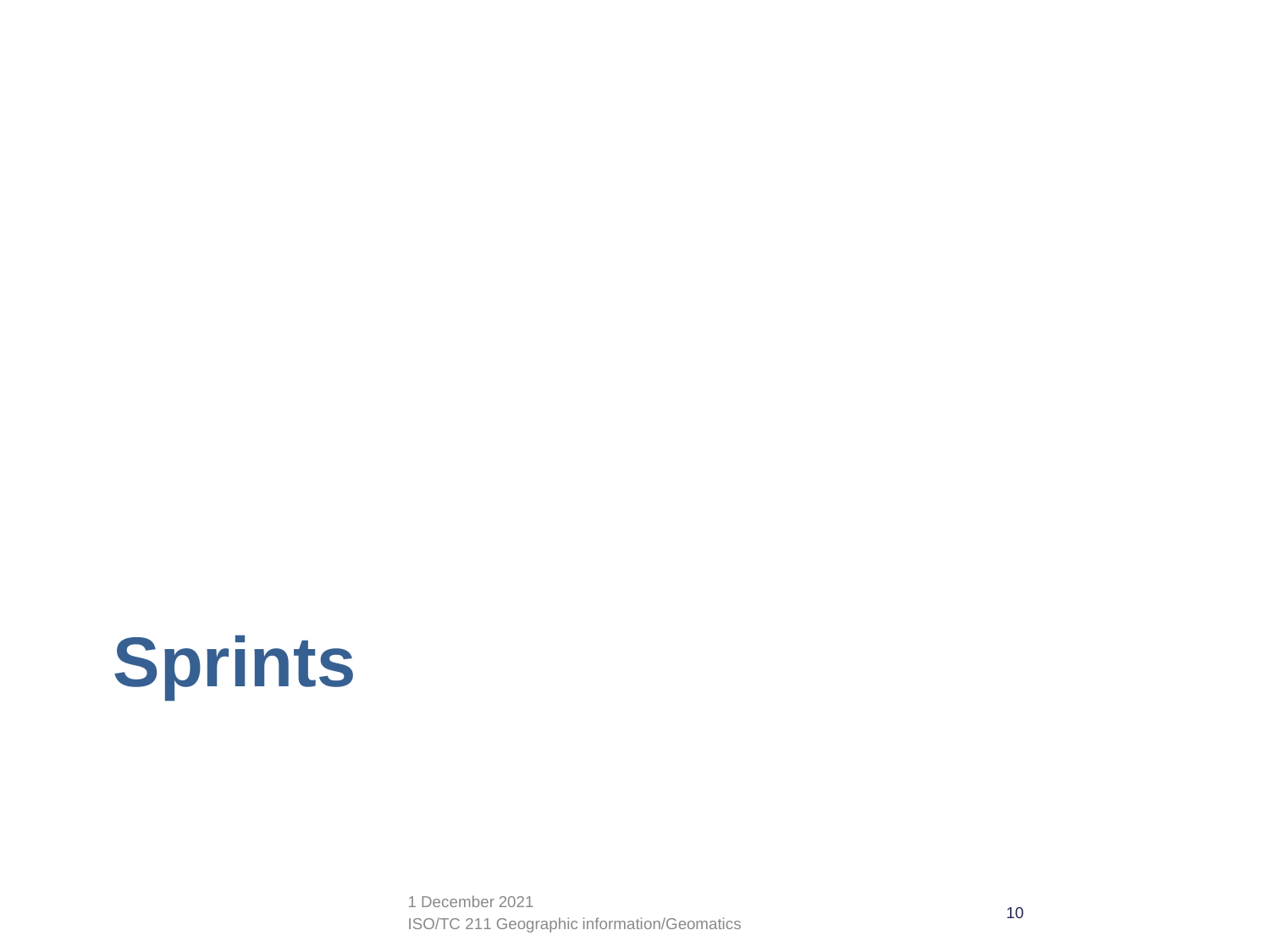# Sprints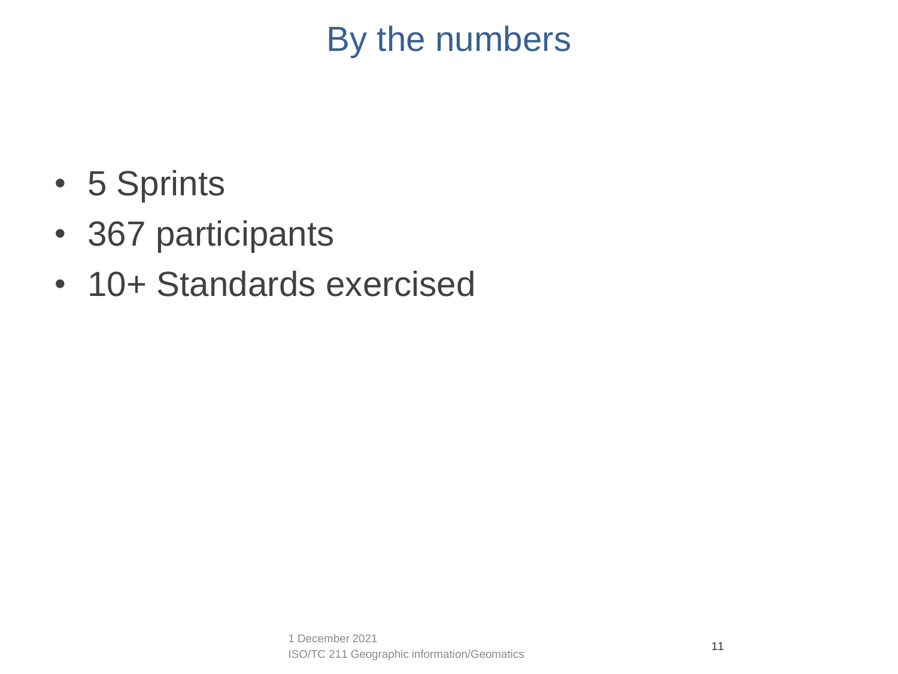# By the numbers

- 5 Sprints
- 367 participants
- 10+ Standards exercised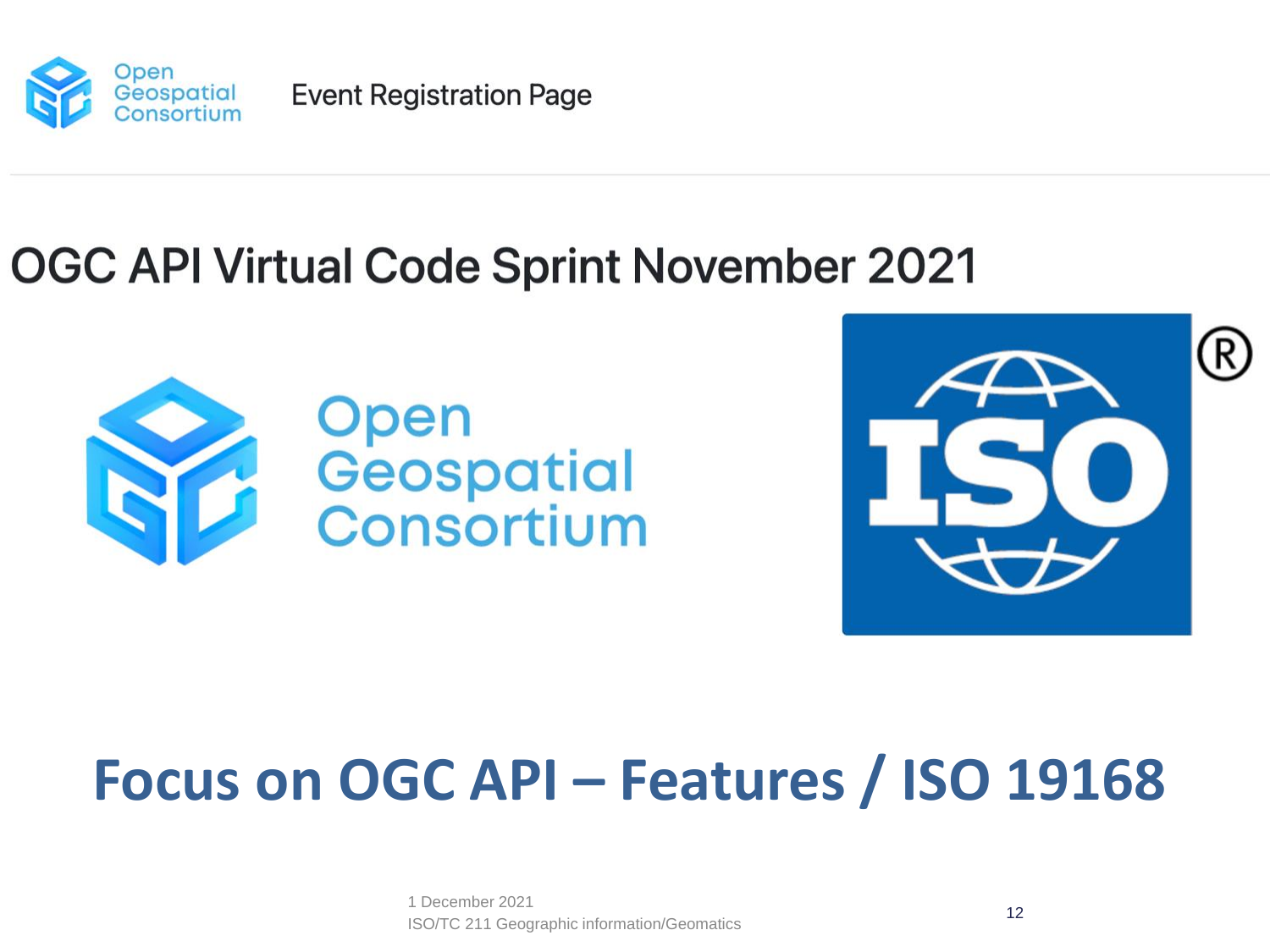Event Registration Page

# OGC API Virtual Code Sprint November 2021

# Focus on OGC API – Features / ISO 19168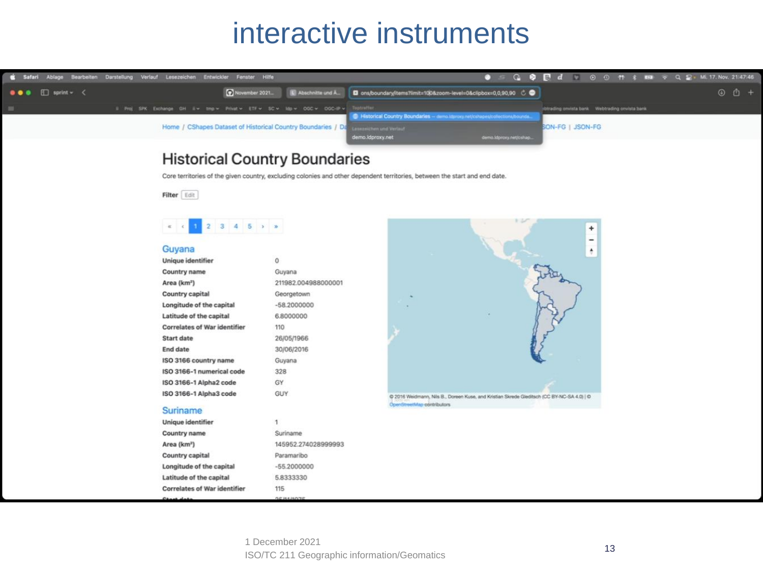# interactive instruments

Home / CShapes Dataset of Historical Country Boundaries / Da ... JSON-FG | JSON-FG

## Historical Country Boundaries

Core territories of the given country, excluding colonies and other dependent territories, between the start and end date.

Filter Edit

« ‹ 1 2 3 4 5 › »

### Guyana

| | |
|---|---|
| Unique identifier | 0 |
| Country name | Guyana |
| Area (km²) | 211982.004988000001 |
| Country capital | Georgetown |
| Longitude of the capital | -58.2000000 |
| Latitude of the capital | 6.8000000 |
| Correlates of War identifier | 110 |
| Start date | 26/05/1966 |
| End date | 30/06/2016 |
| ISO 3166 country name | Guyana |
| ISO 3166-1 numerical code | 328 |
| ISO 3166-1 Alpha2 code | GY |
| ISO 3166-1 Alpha3 code | GUY |

### Suriname

| | |
|---|---|
| Unique identifier | 1 |
| Country name | Suriname |
| Area (km²) | 145952.274028999993 |
| Country capital | Paramaribo |
| Longitude of the capital | -55.2000000 |
| Latitude of the capital | 5.8333330 |
| Correlates of War identifier | 115 |

© 2016 Weidmann, Nils B., Doreen Kuse, and Kristian Skrede Gleditsch (CC BY-NC-SA 4.0) | © OpenStreetMap contributors

1 December 2021
ISO/TC 211 Geographic information/Geomatics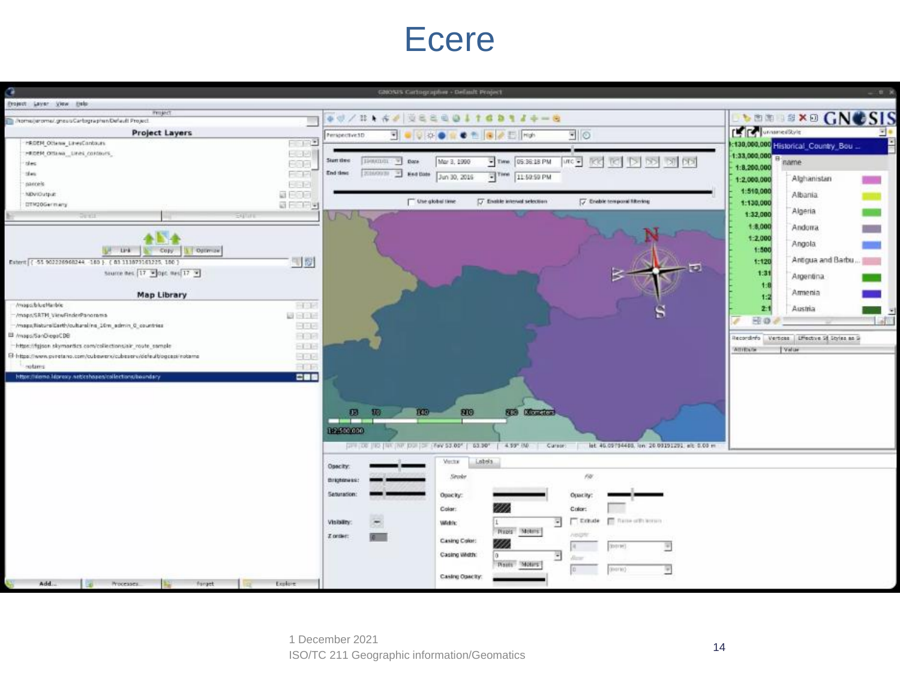# Ecere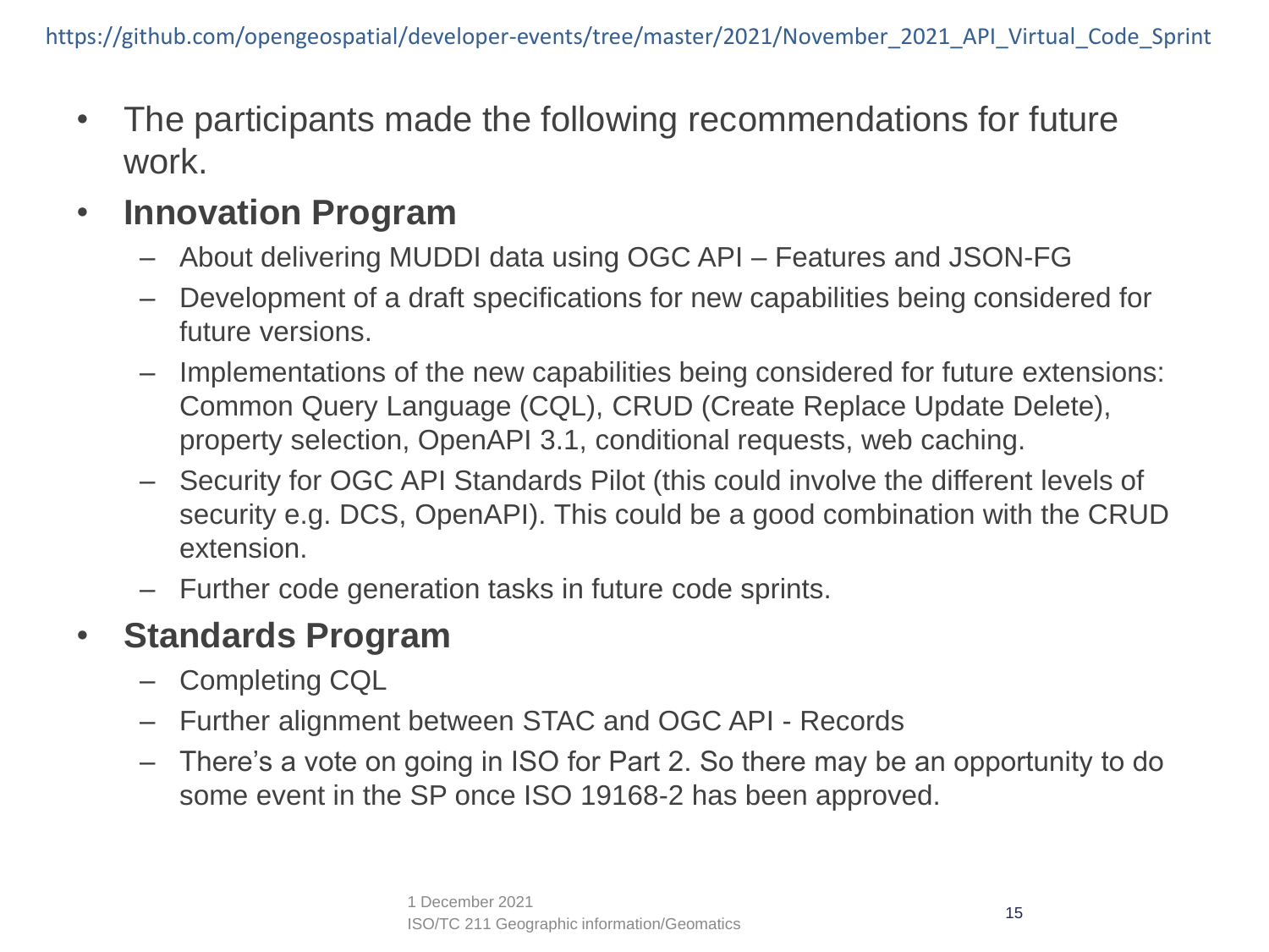https://github.com/opengeospatial/developer-events/tree/master/2021/November_2021_API_Virtual_Code_Sprint

- The participants made the following recommendations for future work.
- **Innovation Program**
  - About delivering MUDDI data using OGC API – Features and JSON-FG
  - Development of a draft specifications for new capabilities being considered for future versions.
  - Implementations of the new capabilities being considered for future extensions: Common Query Language (CQL), CRUD (Create Replace Update Delete), property selection, OpenAPI 3.1, conditional requests, web caching.
  - Security for OGC API Standards Pilot (this could involve the different levels of security e.g. DCS, OpenAPI). This could be a good combination with the CRUD extension.
  - Further code generation tasks in future code sprints.
- **Standards Program**
  - Completing CQL
  - Further alignment between STAC and OGC API - Records
  - There's a vote on going in ISO for Part 2. So there may be an opportunity to do some event in the SP once ISO 19168-2 has been approved.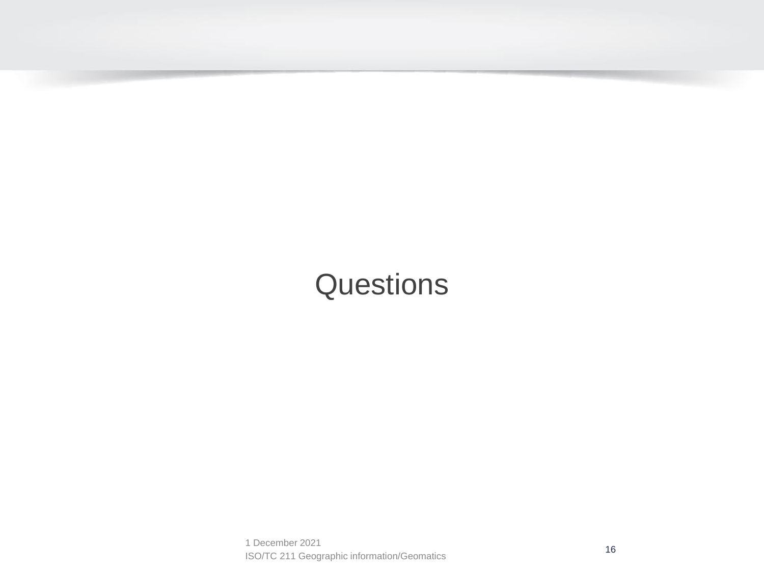# Questions